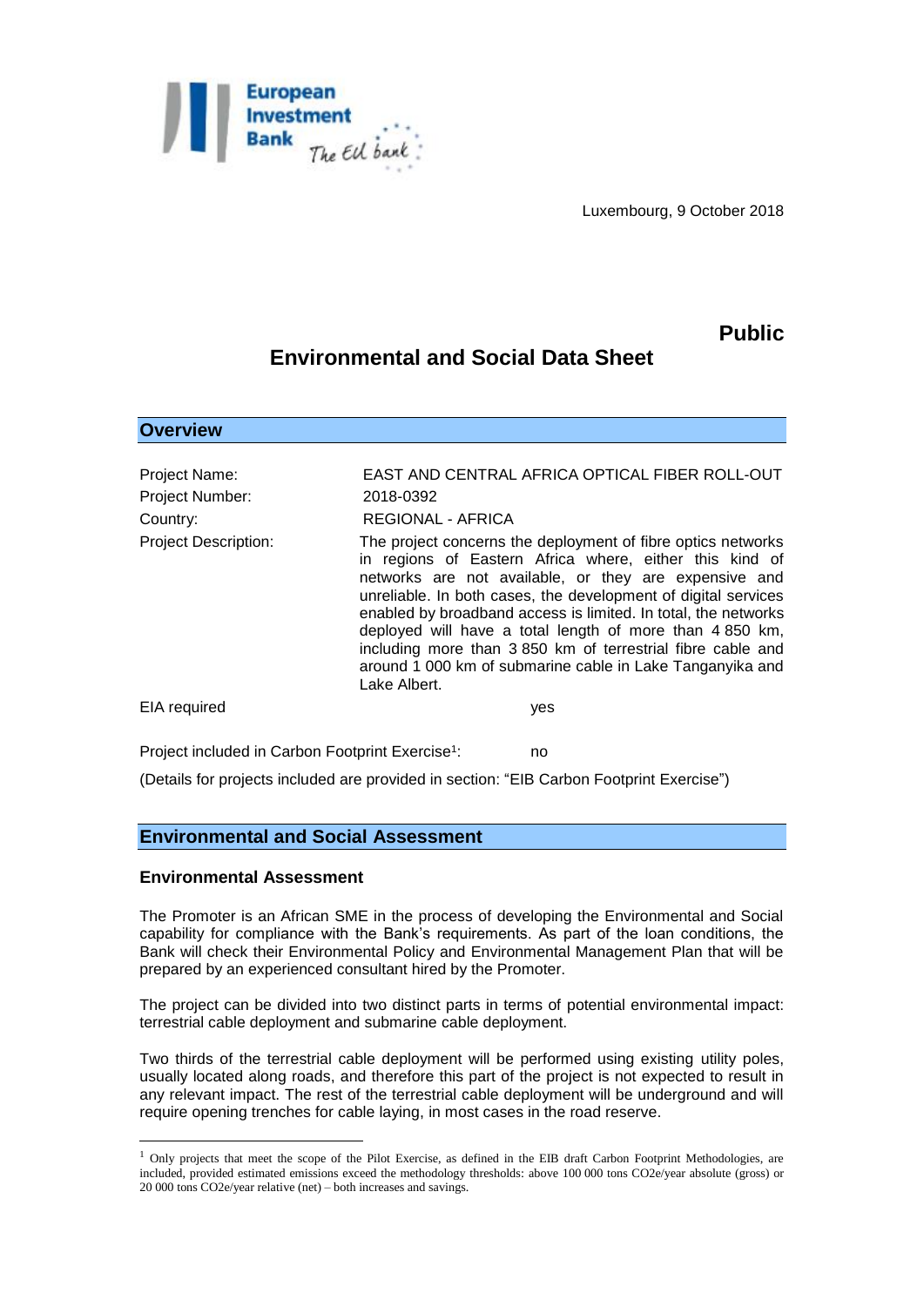Luxembourg, 9 October 2018

**Public**

# Environmental and Social Data Sheet

## Overview

| | |
|---|---|
| Project Name: | EAST AND CENTRAL AFRICA OPTICAL FIBER ROLL-OUT |
| Project Number: | 2018-0392 |
| Country: | REGIONAL - AFRICA |
| Project Description: | The project concerns the deployment of fibre optics networks in regions of Eastern Africa where, either this kind of networks are not available, or they are expensive and unreliable. In both cases, the development of digital services enabled by broadband access is limited. In total, the networks deployed will have a total length of more than 4 850 km, including more than 3 850 km of terrestrial fibre cable and around 1 000 km of submarine cable in Lake Tanganyika and Lake Albert. |
| EIA required | yes |

Project included in Carbon Footprint Exercise[1]: no

(Details for projects included are provided in section: "EIB Carbon Footprint Exercise")

## Environmental and Social Assessment

### Environmental Assessment

The Promoter is an African SME in the process of developing the Environmental and Social capability for compliance with the Bank's requirements. As part of the loan conditions, the Bank will check their Environmental Policy and Environmental Management Plan that will be prepared by an experienced consultant hired by the Promoter.

The project can be divided into two distinct parts in terms of potential environmental impact: terrestrial cable deployment and submarine cable deployment.

Two thirds of the terrestrial cable deployment will be performed using existing utility poles, usually located along roads, and therefore this part of the project is not expected to result in any relevant impact. The rest of the terrestrial cable deployment will be underground and will require opening trenches for cable laying, in most cases in the road reserve.

---

[1] Only projects that meet the scope of the Pilot Exercise, as defined in the EIB draft Carbon Footprint Methodologies, are included, provided estimated emissions exceed the methodology thresholds: above 100 000 tons CO2e/year absolute (gross) or 20 000 tons CO2e/year relative (net) – both increases and savings.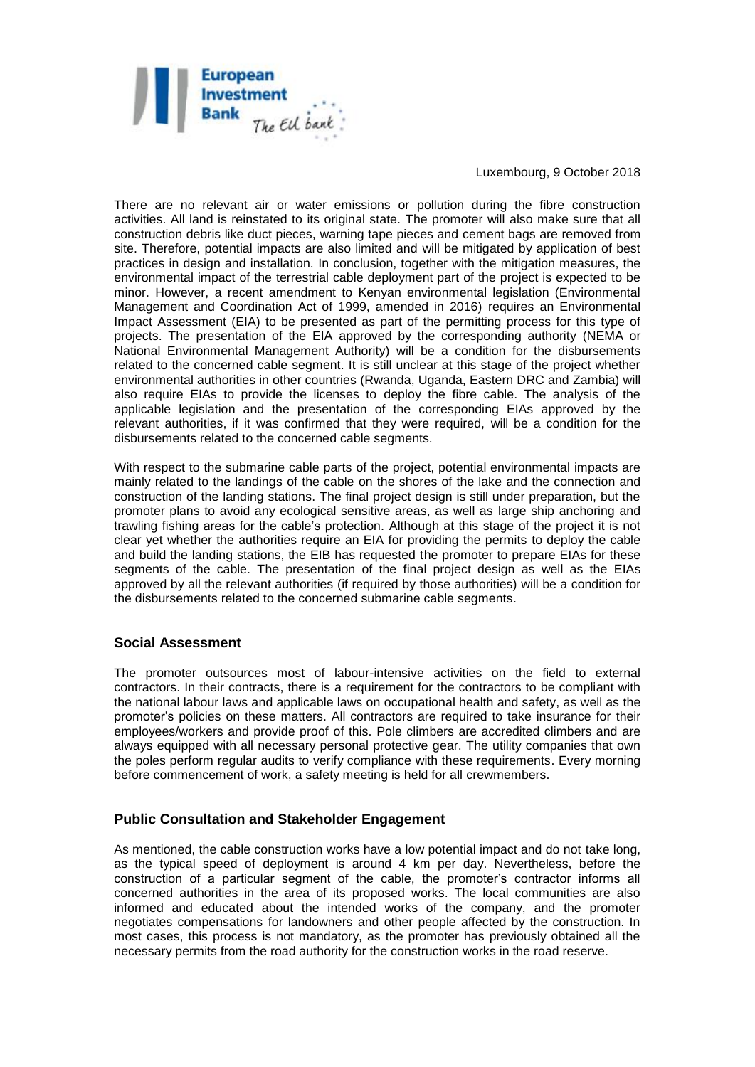Luxembourg, 9 October 2018

There are no relevant air or water emissions or pollution during the fibre construction activities. All land is reinstated to its original state. The promoter will also make sure that all construction debris like duct pieces, warning tape pieces and cement bags are removed from site. Therefore, potential impacts are also limited and will be mitigated by application of best practices in design and installation. In conclusion, together with the mitigation measures, the environmental impact of the terrestrial cable deployment part of the project is expected to be minor. However, a recent amendment to Kenyan environmental legislation (Environmental Management and Coordination Act of 1999, amended in 2016) requires an Environmental Impact Assessment (EIA) to be presented as part of the permitting process for this type of projects. The presentation of the EIA approved by the corresponding authority (NEMA or National Environmental Management Authority) will be a condition for the disbursements related to the concerned cable segment. It is still unclear at this stage of the project whether environmental authorities in other countries (Rwanda, Uganda, Eastern DRC and Zambia) will also require EIAs to provide the licenses to deploy the fibre cable. The analysis of the applicable legislation and the presentation of the corresponding EIAs approved by the relevant authorities, if it was confirmed that they were required, will be a condition for the disbursements related to the concerned cable segments.

With respect to the submarine cable parts of the project, potential environmental impacts are mainly related to the landings of the cable on the shores of the lake and the connection and construction of the landing stations. The final project design is still under preparation, but the promoter plans to avoid any ecological sensitive areas, as well as large ship anchoring and trawling fishing areas for the cable's protection. Although at this stage of the project it is not clear yet whether the authorities require an EIA for providing the permits to deploy the cable and build the landing stations, the EIB has requested the promoter to prepare EIAs for these segments of the cable. The presentation of the final project design as well as the EIAs approved by all the relevant authorities (if required by those authorities) will be a condition for the disbursements related to the concerned submarine cable segments.

## Social Assessment

The promoter outsources most of labour-intensive activities on the field to external contractors. In their contracts, there is a requirement for the contractors to be compliant with the national labour laws and applicable laws on occupational health and safety, as well as the promoter's policies on these matters. All contractors are required to take insurance for their employees/workers and provide proof of this. Pole climbers are accredited climbers and are always equipped with all necessary personal protective gear. The utility companies that own the poles perform regular audits to verify compliance with these requirements. Every morning before commencement of work, a safety meeting is held for all crewmembers.

## Public Consultation and Stakeholder Engagement

As mentioned, the cable construction works have a low potential impact and do not take long, as the typical speed of deployment is around 4 km per day. Nevertheless, before the construction of a particular segment of the cable, the promoter's contractor informs all concerned authorities in the area of its proposed works. The local communities are also informed and educated about the intended works of the company, and the promoter negotiates compensations for landowners and other people affected by the construction. In most cases, this process is not mandatory, as the promoter has previously obtained all the necessary permits from the road authority for the construction works in the road reserve.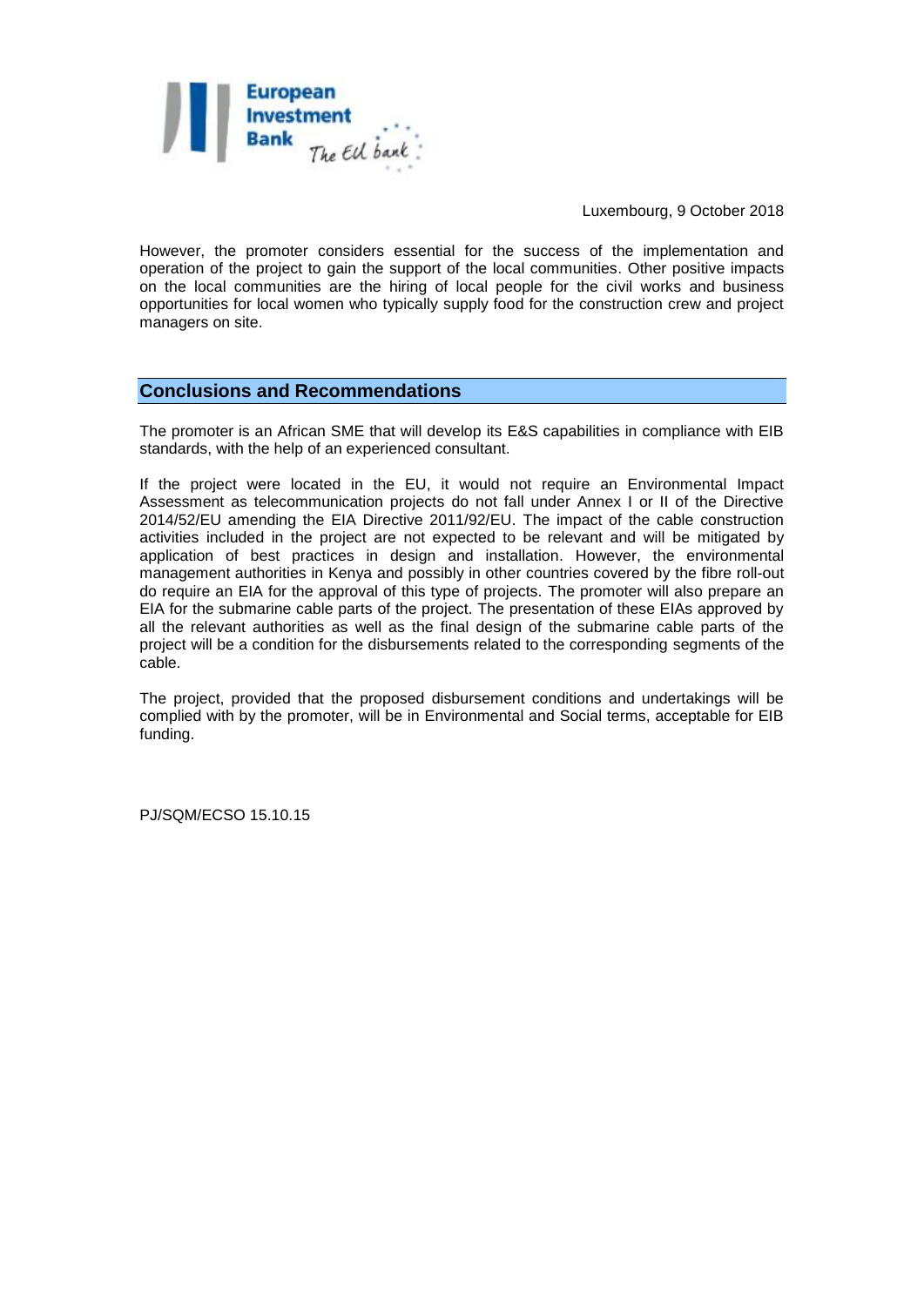Luxembourg, 9 October 2018

However, the promoter considers essential for the success of the implementation and operation of the project to gain the support of the local communities. Other positive impacts on the local communities are the hiring of local people for the civil works and business opportunities for local women who typically supply food for the construction crew and project managers on site.

## Conclusions and Recommendations

The promoter is an African SME that will develop its E&S capabilities in compliance with EIB standards, with the help of an experienced consultant.

If the project were located in the EU, it would not require an Environmental Impact Assessment as telecommunication projects do not fall under Annex I or II of the Directive 2014/52/EU amending the EIA Directive 2011/92/EU. The impact of the cable construction activities included in the project are not expected to be relevant and will be mitigated by application of best practices in design and installation. However, the environmental management authorities in Kenya and possibly in other countries covered by the fibre roll-out do require an EIA for the approval of this type of projects. The promoter will also prepare an EIA for the submarine cable parts of the project. The presentation of these EIAs approved by all the relevant authorities as well as the final design of the submarine cable parts of the project will be a condition for the disbursements related to the corresponding segments of the cable.

The project, provided that the proposed disbursement conditions and undertakings will be complied with by the promoter, will be in Environmental and Social terms, acceptable for EIB funding.

PJ/SQM/ECSO 15.10.15